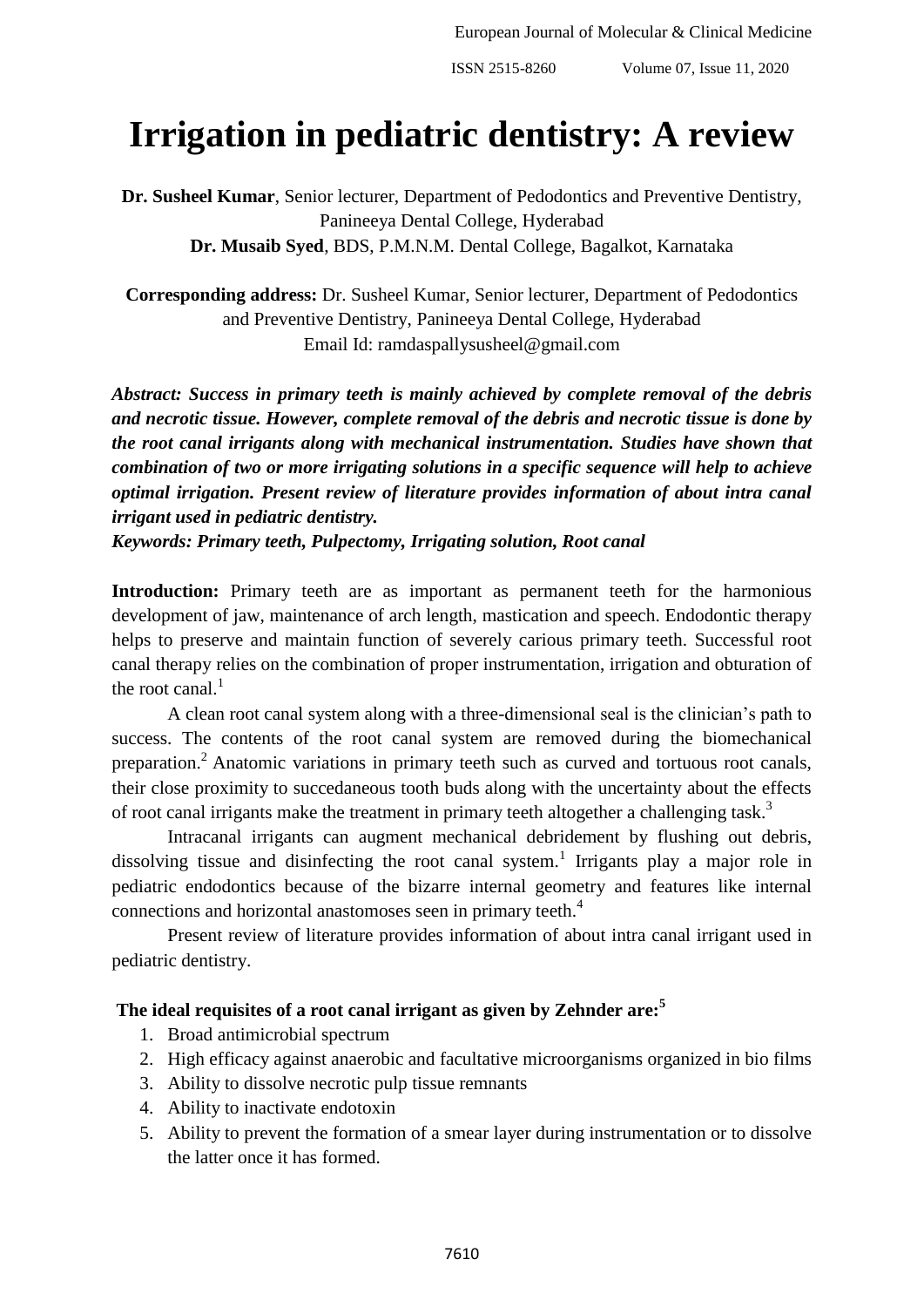# Irrigation in pediatric dentistry: A review

**Dr. Susheel Kumar**, Senior lecturer, Department of Pedodontics and Preventive Dentistry, Panineeya Dental College, Hyderabad
**Dr. Musaib Syed**, BDS, P.M.N.M. Dental College, Bagalkot, Karnataka

**Corresponding address:** Dr. Susheel Kumar, Senior lecturer, Department of Pedodontics and Preventive Dentistry, Panineeya Dental College, Hyderabad
Email Id: ramdaspallysusheel@gmail.com

***Abstract: Success in primary teeth is mainly achieved by complete removal of the debris and necrotic tissue. However, complete removal of the debris and necrotic tissue is done by the root canal irrigants along with mechanical instrumentation. Studies have shown that combination of two or more irrigating solutions in a specific sequence will help to achieve optimal irrigation. Present review of literature provides information of about intra canal irrigant used in pediatric dentistry.***

***Keywords: Primary teeth, Pulpectomy, Irrigating solution, Root canal***

**Introduction:** Primary teeth are as important as permanent teeth for the harmonious development of jaw, maintenance of arch length, mastication and speech. Endodontic therapy helps to preserve and maintain function of severely carious primary teeth. Successful root canal therapy relies on the combination of proper instrumentation, irrigation and obturation of the root canal.[1]

A clean root canal system along with a three-dimensional seal is the clinician's path to success. The contents of the root canal system are removed during the biomechanical preparation.[2] Anatomic variations in primary teeth such as curved and tortuous root canals, their close proximity to succedaneous tooth buds along with the uncertainty about the effects of root canal irrigants make the treatment in primary teeth altogether a challenging task.[3]

Intracanal irrigants can augment mechanical debridement by flushing out debris, dissolving tissue and disinfecting the root canal system.[1] Irrigants play a major role in pediatric endodontics because of the bizarre internal geometry and features like internal connections and horizontal anastomoses seen in primary teeth.[4]

Present review of literature provides information of about intra canal irrigant used in pediatric dentistry.

**The ideal requisites of a root canal irrigant as given by Zehnder are:[5]**

1. Broad antimicrobial spectrum
2. High efficacy against anaerobic and facultative microorganisms organized in bio films
3. Ability to dissolve necrotic pulp tissue remnants
4. Ability to inactivate endotoxin
5. Ability to prevent the formation of a smear layer during instrumentation or to dissolve the latter once it has formed.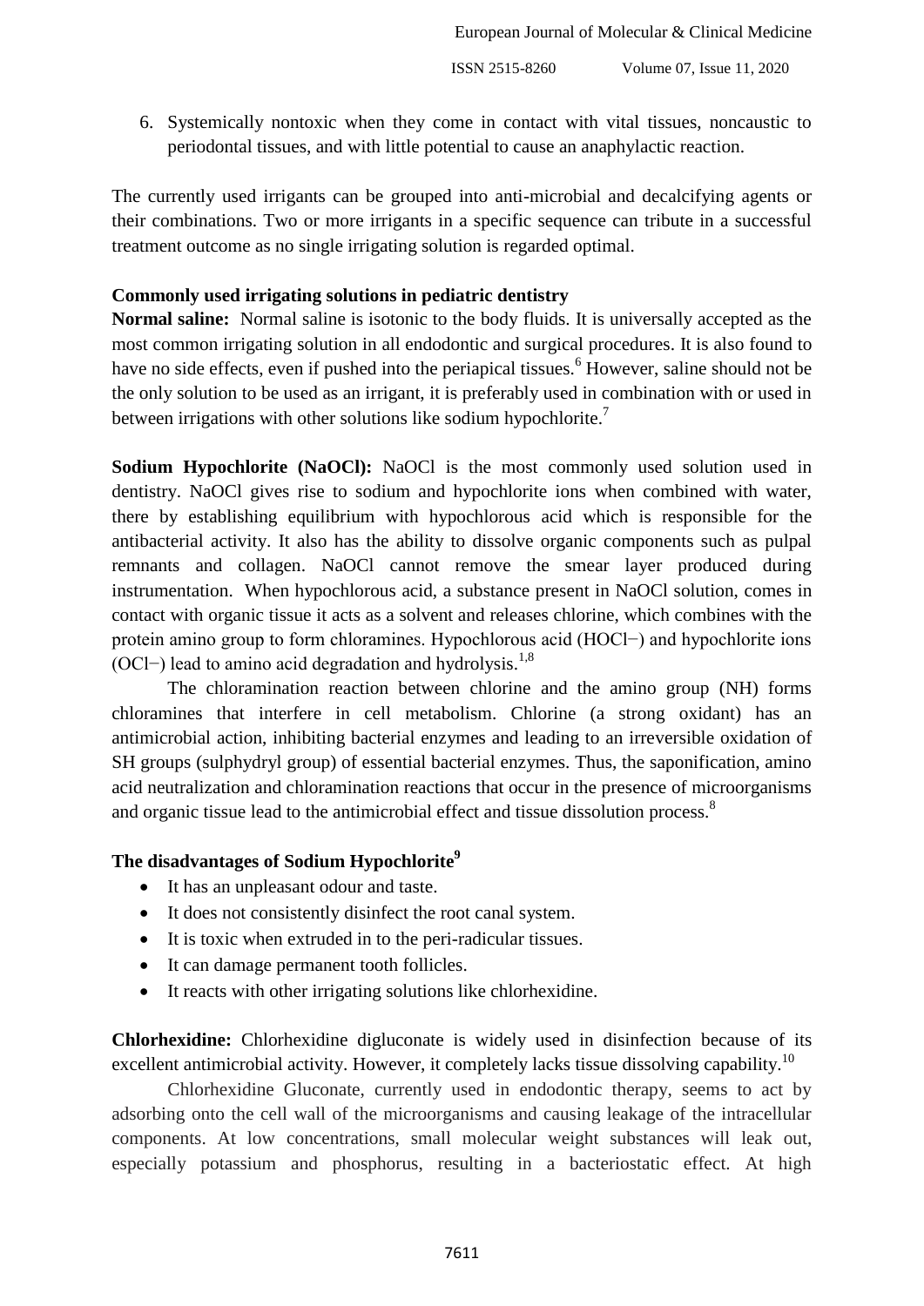6. Systemically nontoxic when they come in contact with vital tissues, noncaustic to periodontal tissues, and with little potential to cause an anaphylactic reaction.

The currently used irrigants can be grouped into anti-microbial and decalcifying agents or their combinations. Two or more irrigants in a specific sequence can tribute in a successful treatment outcome as no single irrigating solution is regarded optimal.

**Commonly used irrigating solutions in pediatric dentistry**

**Normal saline:** Normal saline is isotonic to the body fluids. It is universally accepted as the most common irrigating solution in all endodontic and surgical procedures. It is also found to have no side effects, even if pushed into the periapical tissues.[6] However, saline should not be the only solution to be used as an irrigant, it is preferably used in combination with or used in between irrigations with other solutions like sodium hypochlorite.[7]

**Sodium Hypochlorite (NaOCl):** NaOCl is the most commonly used solution used in dentistry. NaOCl gives rise to sodium and hypochlorite ions when combined with water, there by establishing equilibrium with hypochlorous acid which is responsible for the antibacterial activity. It also has the ability to dissolve organic components such as pulpal remnants and collagen. NaOCl cannot remove the smear layer produced during instrumentation. When hypochlorous acid, a substance present in NaOCl solution, comes in contact with organic tissue it acts as a solvent and releases chlorine, which combines with the protein amino group to form chloramines. Hypochlorous acid ($HOCl^-$) and hypochlorite ions ($OCl^-$) lead to amino acid degradation and hydrolysis.[1,8]

The chloramination reaction between chlorine and the amino group (NH) forms chloramines that interfere in cell metabolism. Chlorine (a strong oxidant) has an antimicrobial action, inhibiting bacterial enzymes and leading to an irreversible oxidation of SH groups (sulphydryl group) of essential bacterial enzymes. Thus, the saponification, amino acid neutralization and chloramination reactions that occur in the presence of microorganisms and organic tissue lead to the antimicrobial effect and tissue dissolution process.[8]

**The disadvantages of Sodium Hypochlorite[9]**

- It has an unpleasant odour and taste.
- It does not consistently disinfect the root canal system.
- It is toxic when extruded in to the peri-radicular tissues.
- It can damage permanent tooth follicles.
- It reacts with other irrigating solutions like chlorhexidine.

**Chlorhexidine:** Chlorhexidine digluconate is widely used in disinfection because of its excellent antimicrobial activity. However, it completely lacks tissue dissolving capability.[10]

Chlorhexidine Gluconate, currently used in endodontic therapy, seems to act by adsorbing onto the cell wall of the microorganisms and causing leakage of the intracellular components. At low concentrations, small molecular weight substances will leak out, especially potassium and phosphorus, resulting in a bacteriostatic effect. At high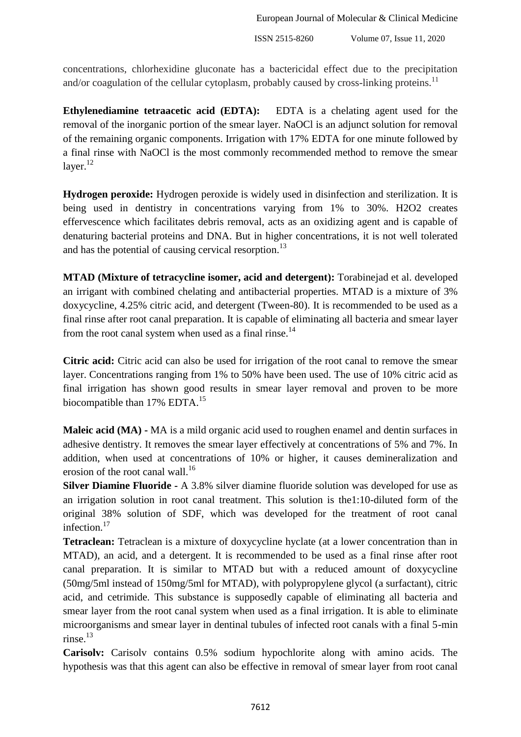concentrations, chlorhexidine gluconate has a bactericidal effect due to the precipitation and/or coagulation of the cellular cytoplasm, probably caused by cross-linking proteins.[11]

**Ethylenediamine tetraacetic acid (EDTA):** EDTA is a chelating agent used for the removal of the inorganic portion of the smear layer. NaOCl is an adjunct solution for removal of the remaining organic components. Irrigation with 17% EDTA for one minute followed by a final rinse with NaOCl is the most commonly recommended method to remove the smear layer.[12]

**Hydrogen peroxide:** Hydrogen peroxide is widely used in disinfection and sterilization. It is being used in dentistry in concentrations varying from 1% to 30%. $H_2O_2$ creates effervescence which facilitates debris removal, acts as an oxidizing agent and is capable of denaturing bacterial proteins and DNA. But in higher concentrations, it is not well tolerated and has the potential of causing cervical resorption.[13]

**MTAD (Mixture of tetracycline isomer, acid and detergent):** Torabinejad et al. developed an irrigant with combined chelating and antibacterial properties. MTAD is a mixture of 3% doxycycline, 4.25% citric acid, and detergent (Tween-80). It is recommended to be used as a final rinse after root canal preparation. It is capable of eliminating all bacteria and smear layer from the root canal system when used as a final rinse.[14]

**Citric acid:** Citric acid can also be used for irrigation of the root canal to remove the smear layer. Concentrations ranging from 1% to 50% have been used. The use of 10% citric acid as final irrigation has shown good results in smear layer removal and proven to be more biocompatible than 17% EDTA.[15]

**Maleic acid (MA) -** MA is a mild organic acid used to roughen enamel and dentin surfaces in adhesive dentistry. It removes the smear layer effectively at concentrations of 5% and 7%. In addition, when used at concentrations of 10% or higher, it causes demineralization and erosion of the root canal wall.[16]

**Silver Diamine Fluoride -** A 3.8% silver diamine fluoride solution was developed for use as an irrigation solution in root canal treatment. This solution is the1:10-diluted form of the original 38% solution of SDF, which was developed for the treatment of root canal infection.[17]

**Tetraclean:** Tetraclean is a mixture of doxycycline hyclate (at a lower concentration than in MTAD), an acid, and a detergent. It is recommended to be used as a final rinse after root canal preparation. It is similar to MTAD but with a reduced amount of doxycycline (50mg/5ml instead of 150mg/5ml for MTAD), with polypropylene glycol (a surfactant), citric acid, and cetrimide. This substance is supposedly capable of eliminating all bacteria and smear layer from the root canal system when used as a final irrigation. It is able to eliminate microorganisms and smear layer in dentinal tubules of infected root canals with a final 5-min rinse.[13]

**Carisolv:** Carisolv contains 0.5% sodium hypochlorite along with amino acids. The hypothesis was that this agent can also be effective in removal of smear layer from root canal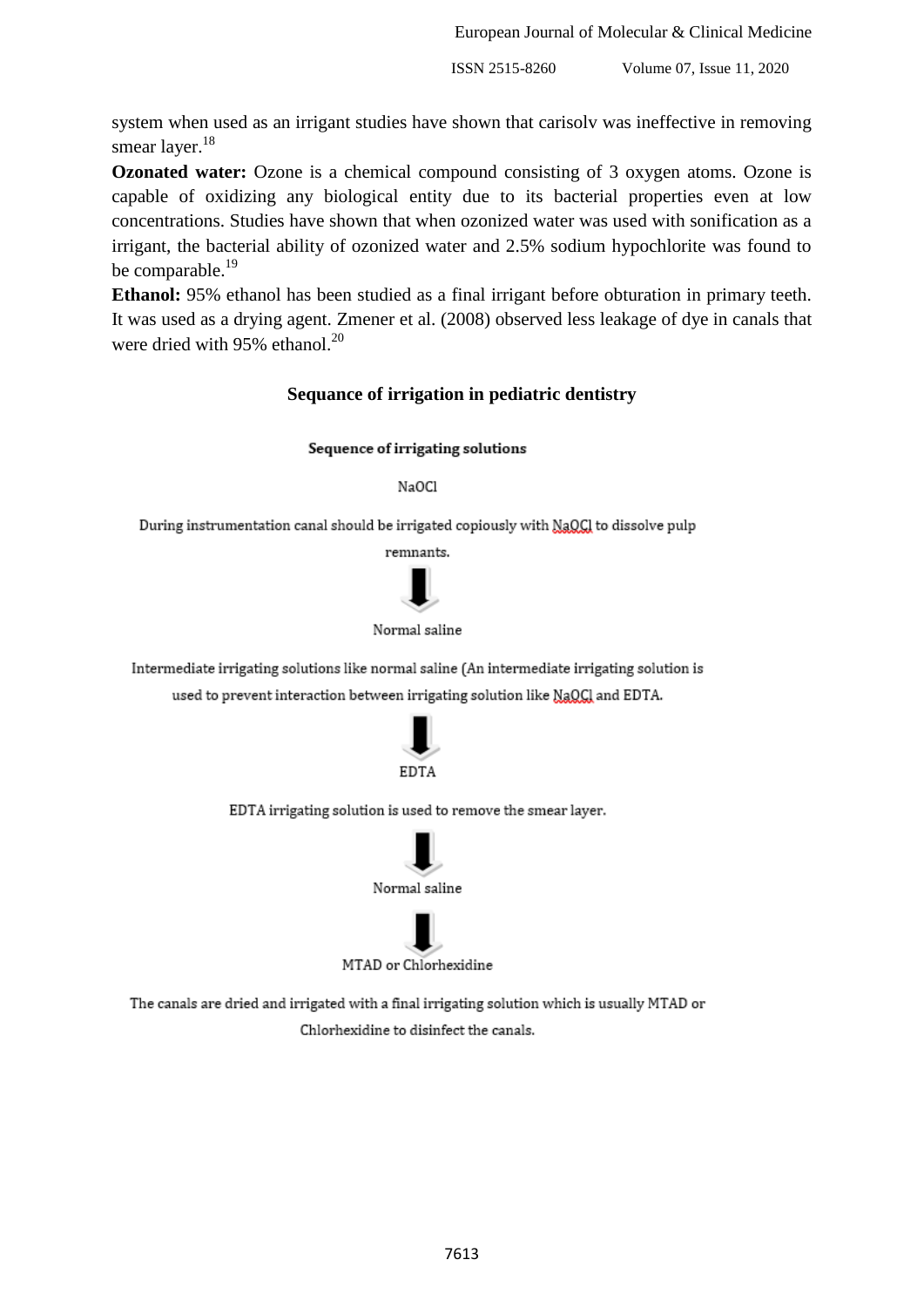system when used as an irrigant studies have shown that carisolv was ineffective in removing smear layer.[18]

**Ozonated water:** Ozone is a chemical compound consisting of 3 oxygen atoms. Ozone is capable of oxidizing any biological entity due to its bacterial properties even at low concentrations. Studies have shown that when ozonized water was used with sonification as a irrigant, the bacterial ability of ozonized water and 2.5% sodium hypochlorite was found to be comparable.[19]

**Ethanol:** 95% ethanol has been studied as a final irrigant before obturation in primary teeth. It was used as a drying agent. Zmener et al. (2008) observed less leakage of dye in canals that were dried with 95% ethanol.[20]

## Sequance of irrigation in pediatric dentistry

**Sequence of irrigating solutions**

NaOCl

During instrumentation canal should be irrigated copiously with NaOCl to dissolve pulp remnants.

↓

Normal saline

Intermediate irrigating solutions like normal saline (An intermediate irrigating solution is used to prevent interaction between irrigating solution like NaOCl and EDTA.

↓

EDTA

EDTA irrigating solution is used to remove the smear layer.

↓

Normal saline

↓

MTAD or Chlorhexidine

The canals are dried and irrigated with a final irrigating solution which is usually MTAD or Chlorhexidine to disinfect the canals.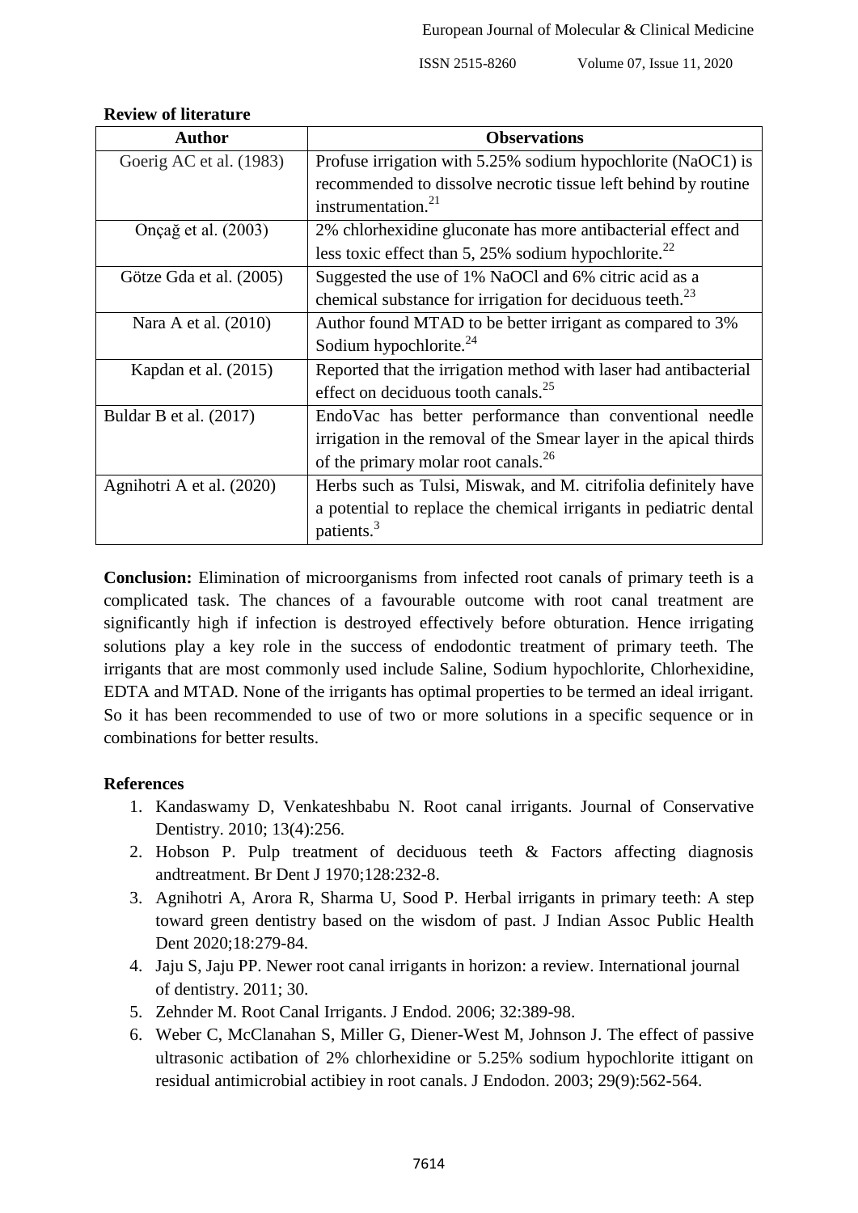**Review of literature**

| Author | Observations |
| --- | --- |
| Goerig AC et al. (1983) | Profuse irrigation with 5.25% sodium hypochlorite (NaOC1) is recommended to dissolve necrotic tissue left behind by routine instrumentation.[21] |
| Onçağ et al. (2003) | 2% chlorhexidine gluconate has more antibacterial effect and less toxic effect than 5, 25% sodium hypochlorite.[22] |
| Götze Gda et al. (2005) | Suggested the use of 1% NaOCl and 6% citric acid as a chemical substance for irrigation for deciduous teeth.[23] |
| Nara A et al. (2010) | Author found MTAD to be better irrigant as compared to 3% Sodium hypochlorite.[24] |
| Kapdan et al. (2015) | Reported that the irrigation method with laser had antibacterial effect on deciduous tooth canals.[25] |
| Buldar B et al. (2017) | EndoVac has better performance than conventional needle irrigation in the removal of the Smear layer in the apical thirds of the primary molar root canals.[26] |
| Agnihotri A et al. (2020) | Herbs such as Tulsi, Miswak, and M. citrifolia definitely have a potential to replace the chemical irrigants in pediatric dental patients.[3] |

**Conclusion:** Elimination of microorganisms from infected root canals of primary teeth is a complicated task. The chances of a favourable outcome with root canal treatment are significantly high if infection is destroyed effectively before obturation. Hence irrigating solutions play a key role in the success of endodontic treatment of primary teeth. The irrigants that are most commonly used include Saline, Sodium hypochlorite, Chlorhexidine, EDTA and MTAD. None of the irrigants has optimal properties to be termed an ideal irrigant. So it has been recommended to use of two or more solutions in a specific sequence or in combinations for better results.

**References**

1. Kandaswamy D, Venkateshbabu N. Root canal irrigants. Journal of Conservative Dentistry. 2010; 13(4):256.
2. Hobson P. Pulp treatment of deciduous teeth & Factors affecting diagnosis andtreatment. Br Dent J 1970;128:232-8.
3. Agnihotri A, Arora R, Sharma U, Sood P. Herbal irrigants in primary teeth: A step toward green dentistry based on the wisdom of past. J Indian Assoc Public Health Dent 2020;18:279-84.
4. Jaju S, Jaju PP. Newer root canal irrigants in horizon: a review. International journal of dentistry. 2011; 30.
5. Zehnder M. Root Canal Irrigants. J Endod. 2006; 32:389-98.
6. Weber C, McClanahan S, Miller G, Diener-West M, Johnson J. The effect of passive ultrasonic actibation of 2% chlorhexidine or 5.25% sodium hypochlorite ittigant on residual antimicrobial actibiey in root canals. J Endodon. 2003; 29(9):562-564.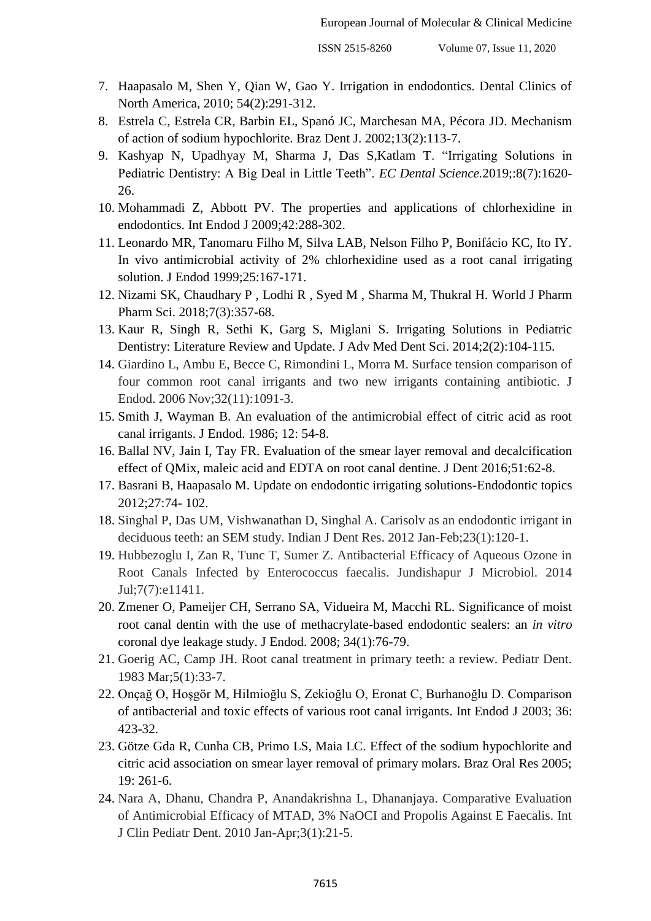7. Haapasalo M, Shen Y, Qian W, Gao Y. Irrigation in endodontics. Dental Clinics of North America, 2010; 54(2):291-312.
8. Estrela C, Estrela CR, Barbin EL, Spanó JC, Marchesan MA, Pécora JD. Mechanism of action of sodium hypochlorite. Braz Dent J. 2002;13(2):113-7.
9. Kashyap N, Upadhyay M, Sharma J, Das S,Katlam T. "Irrigating Solutions in Pediatric Dentistry: A Big Deal in Little Teeth". *EC Dental Science.*2019;:8(7):1620-26.
10. Mohammadi Z, Abbott PV. The properties and applications of chlorhexidine in endodontics. Int Endod J 2009;42:288-302.
11. Leonardo MR, Tanomaru Filho M, Silva LAB, Nelson Filho P, Bonifácio KC, Ito IY. In vivo antimicrobial activity of 2% chlorhexidine used as a root canal irrigating solution. J Endod 1999;25:167-171.
12. Nizami SK, Chaudhary P , Lodhi R , Syed M , Sharma M, Thukral H. World J Pharm Pharm Sci. 2018;7(3):357-68.
13. Kaur R, Singh R, Sethi K, Garg S, Miglani S. Irrigating Solutions in Pediatric Dentistry: Literature Review and Update. J Adv Med Dent Sci. 2014;2(2):104-115.
14. Giardino L, Ambu E, Becce C, Rimondini L, Morra M. Surface tension comparison of four common root canal irrigants and two new irrigants containing antibiotic. J Endod. 2006 Nov;32(11):1091-3.
15. Smith J, Wayman B. An evaluation of the antimicrobial effect of citric acid as root canal irrigants. J Endod. 1986; 12: 54-8.
16. Ballal NV, Jain I, Tay FR. Evaluation of the smear layer removal and decalcification effect of QMix, maleic acid and EDTA on root canal dentine. J Dent 2016;51:62-8.
17. Basrani B, Haapasalo M. Update on endodontic irrigating solutions-Endodontic topics 2012;27:74- 102.
18. Singhal P, Das UM, Vishwanathan D, Singhal A. Carisolv as an endodontic irrigant in deciduous teeth: an SEM study. Indian J Dent Res. 2012 Jan-Feb;23(1):120-1.
19. Hubbezoglu I, Zan R, Tunc T, Sumer Z. Antibacterial Efficacy of Aqueous Ozone in Root Canals Infected by Enterococcus faecalis. Jundishapur J Microbiol. 2014 Jul;7(7):e11411.
20. Zmener O, Pameijer CH, Serrano SA, Vidueira M, Macchi RL. Significance of moist root canal dentin with the use of methacrylate-based endodontic sealers: an *in vitro* coronal dye leakage study. J Endod. 2008; 34(1):76-79.
21. Goerig AC, Camp JH. Root canal treatment in primary teeth: a review. Pediatr Dent. 1983 Mar;5(1):33-7.
22. Onçağ O, Hoşgör M, Hilmioğlu S, Zekioğlu O, Eronat C, Burhanoğlu D. Comparison of antibacterial and toxic effects of various root canal irrigants. Int Endod J 2003; 36: 423-32.
23. Götze Gda R, Cunha CB, Primo LS, Maia LC. Effect of the sodium hypochlorite and citric acid association on smear layer removal of primary molars. Braz Oral Res 2005; 19: 261-6.
24. Nara A, Dhanu, Chandra P, Anandakrishna L, Dhananjaya. Comparative Evaluation of Antimicrobial Efficacy of MTAD, 3% NaOCI and Propolis Against E Faecalis. Int J Clin Pediatr Dent. 2010 Jan-Apr;3(1):21-5.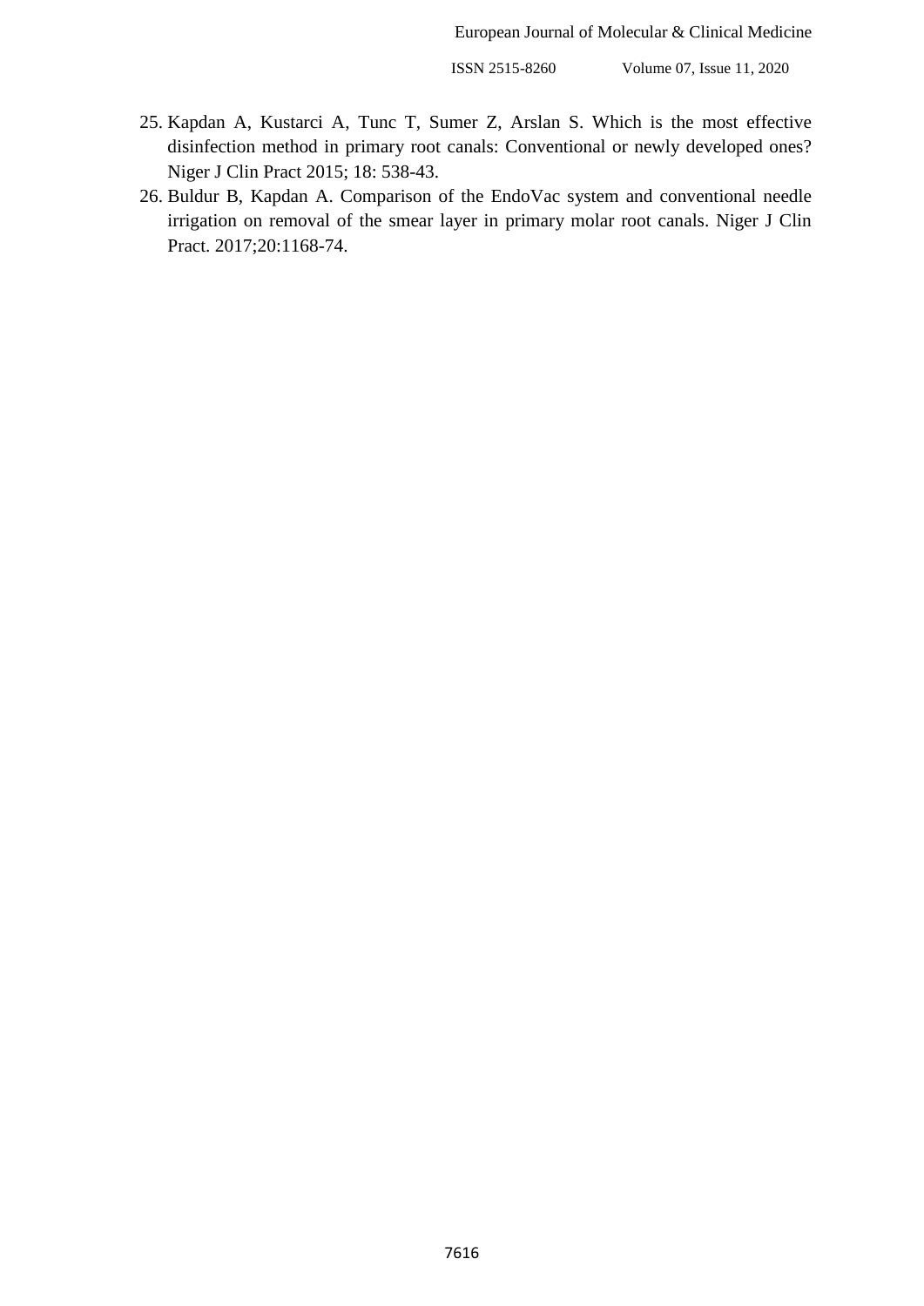25. Kapdan A, Kustarci A, Tunc T, Sumer Z, Arslan S. Which is the most effective disinfection method in primary root canals: Conventional or newly developed ones? Niger J Clin Pract 2015; 18: 538-43.
26. Buldur B, Kapdan A. Comparison of the EndoVac system and conventional needle irrigation on removal of the smear layer in primary molar root canals. Niger J Clin Pract. 2017;20:1168-74.